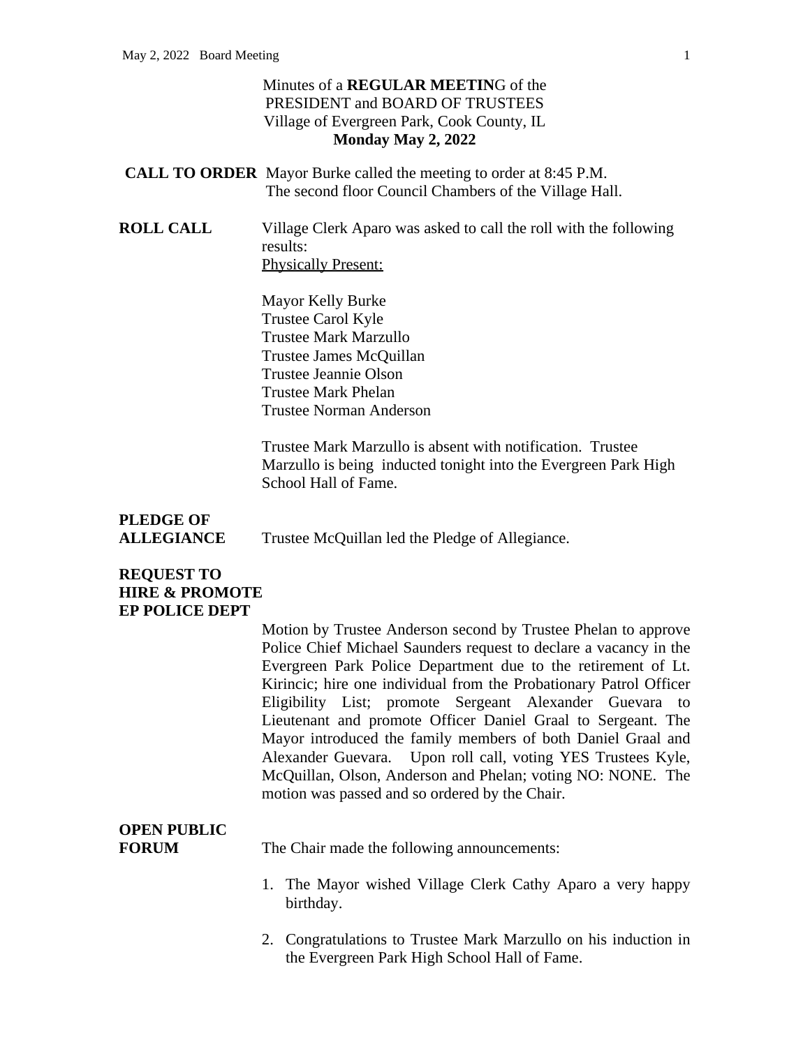Minutes of a **REGULAR MEETIN**G of the
PRESIDENT and BOARD OF TRUSTEES
Village of Evergreen Park, Cook County, IL
**Monday May 2, 2022**

**CALL TO ORDER** Mayor Burke called the meeting to order at 8:45 P.M. The second floor Council Chambers of the Village Hall.

**ROLL CALL** Village Clerk Aparo was asked to call the roll with the following results:

Physically Present:

Mayor Kelly Burke
Trustee Carol Kyle
Trustee Mark Marzullo
Trustee James McQuillan
Trustee Jeannie Olson
Trustee Mark Phelan
Trustee Norman Anderson

Trustee Mark Marzullo is absent with notification. Trustee Marzullo is being inducted tonight into the Evergreen Park High School Hall of Fame.

**PLEDGE OF ALLEGIANCE** Trustee McQuillan led the Pledge of Allegiance.

**REQUEST TO HIRE & PROMOTE EP POLICE DEPT**

Motion by Trustee Anderson second by Trustee Phelan to approve Police Chief Michael Saunders request to declare a vacancy in the Evergreen Park Police Department due to the retirement of Lt. Kirincic; hire one individual from the Probationary Patrol Officer Eligibility List; promote Sergeant Alexander Guevara to Lieutenant and promote Officer Daniel Graal to Sergeant. The Mayor introduced the family members of both Daniel Graal and Alexander Guevara. Upon roll call, voting YES Trustees Kyle, McQuillan, Olson, Anderson and Phelan; voting NO: NONE. The motion was passed and so ordered by the Chair.

**OPEN PUBLIC FORUM** The Chair made the following announcements:

1. The Mayor wished Village Clerk Cathy Aparo a very happy birthday.

2. Congratulations to Trustee Mark Marzullo on his induction in the Evergreen Park High School Hall of Fame.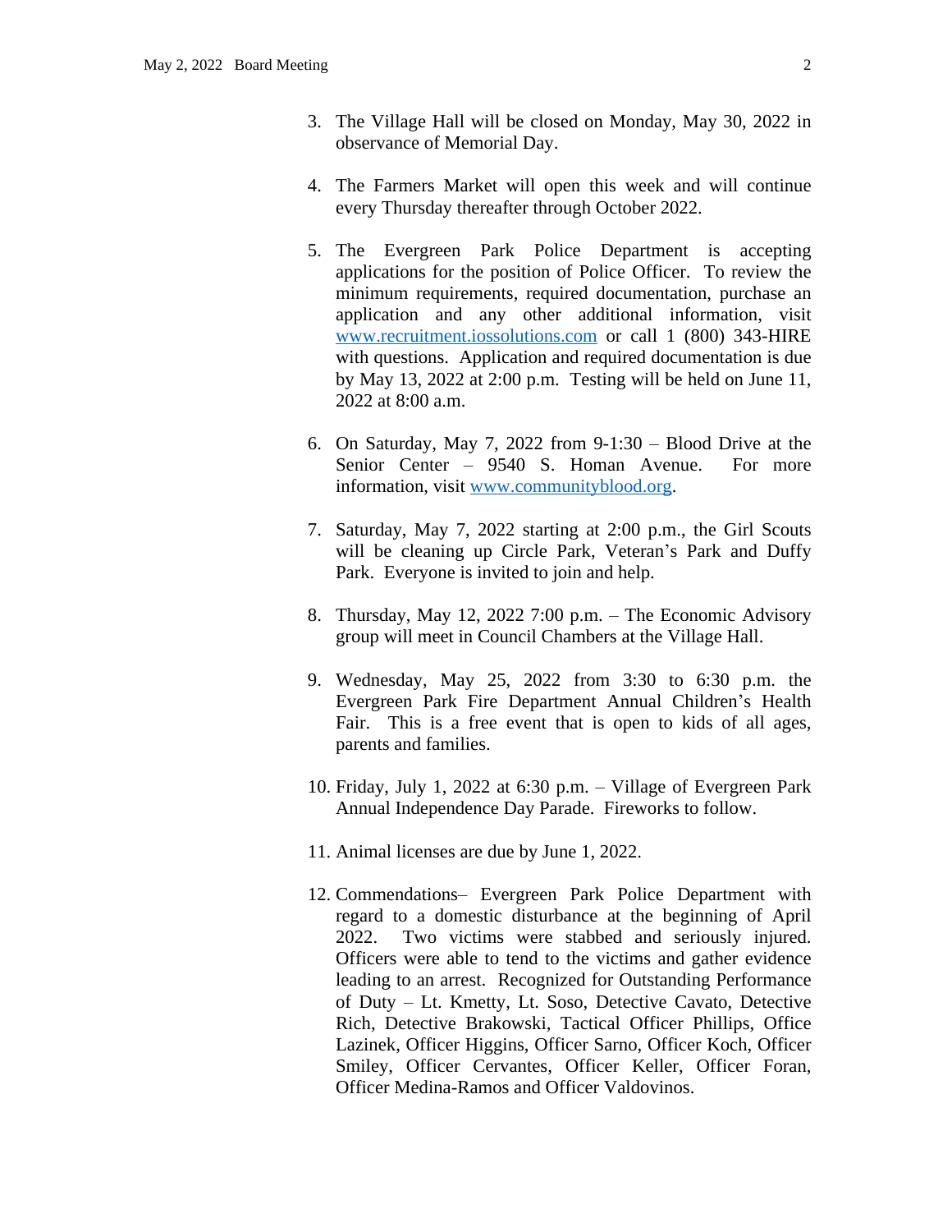3. The Village Hall will be closed on Monday, May 30, 2022 in observance of Memorial Day.

4. The Farmers Market will open this week and will continue every Thursday thereafter through October 2022.

5. The Evergreen Park Police Department is accepting applications for the position of Police Officer. To review the minimum requirements, required documentation, purchase an application and any other additional information, visit www.recruitment.iossolutions.com or call 1 (800) 343-HIRE with questions. Application and required documentation is due by May 13, 2022 at 2:00 p.m. Testing will be held on June 11, 2022 at 8:00 a.m.

6. On Saturday, May 7, 2022 from 9-1:30 – Blood Drive at the Senior Center – 9540 S. Homan Avenue. For more information, visit www.communityblood.org.

7. Saturday, May 7, 2022 starting at 2:00 p.m., the Girl Scouts will be cleaning up Circle Park, Veteran's Park and Duffy Park. Everyone is invited to join and help.

8. Thursday, May 12, 2022 7:00 p.m. – The Economic Advisory group will meet in Council Chambers at the Village Hall.

9. Wednesday, May 25, 2022 from 3:30 to 6:30 p.m. the Evergreen Park Fire Department Annual Children's Health Fair. This is a free event that is open to kids of all ages, parents and families.

10. Friday, July 1, 2022 at 6:30 p.m. – Village of Evergreen Park Annual Independence Day Parade. Fireworks to follow.

11. Animal licenses are due by June 1, 2022.

12. Commendations– Evergreen Park Police Department with regard to a domestic disturbance at the beginning of April 2022. Two victims were stabbed and seriously injured. Officers were able to tend to the victims and gather evidence leading to an arrest. Recognized for Outstanding Performance of Duty – Lt. Kmetty, Lt. Soso, Detective Cavato, Detective Rich, Detective Brakowski, Tactical Officer Phillips, Office Lazinek, Officer Higgins, Officer Sarno, Officer Koch, Officer Smiley, Officer Cervantes, Officer Keller, Officer Foran, Officer Medina-Ramos and Officer Valdovinos.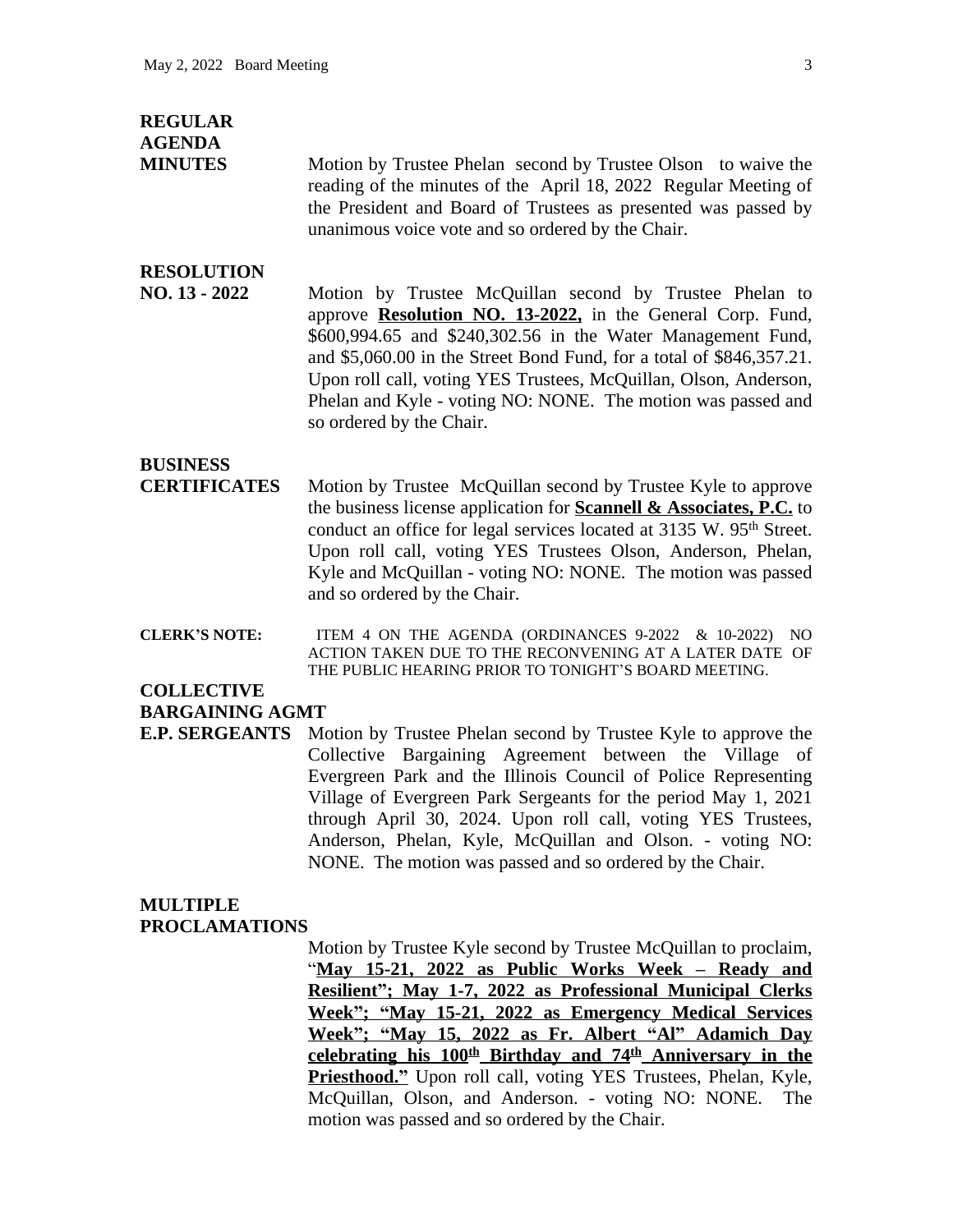**REGULAR AGENDA**

**MINUTES**

Motion by Trustee Phelan second by Trustee Olson to waive the reading of the minutes of the April 18, 2022 Regular Meeting of the President and Board of Trustees as presented was passed by unanimous voice vote and so ordered by the Chair.

**RESOLUTION NO. 13 - 2022**

Motion by Trustee McQuillan second by Trustee Phelan to approve **Resolution NO. 13-2022,** in the General Corp. Fund, \$600,994.65 and \$240,302.56 in the Water Management Fund, and \$5,060.00 in the Street Bond Fund, for a total of \$846,357.21. Upon roll call, voting YES Trustees, McQuillan, Olson, Anderson, Phelan and Kyle - voting NO: NONE. The motion was passed and so ordered by the Chair.

**BUSINESS CERTIFICATES**

Motion by Trustee McQuillan second by Trustee Kyle to approve the business license application for **Scannell & Associates, P.C.** to conduct an office for legal services located at 3135 W. 95th Street. Upon roll call, voting YES Trustees Olson, Anderson, Phelan, Kyle and McQuillan - voting NO: NONE. The motion was passed and so ordered by the Chair.

**CLERK'S NOTE:** ITEM 4 ON THE AGENDA (ORDINANCES 9-2022 & 10-2022) NO ACTION TAKEN DUE TO THE RECONVENING AT A LATER DATE OF THE PUBLIC HEARING PRIOR TO TONIGHT'S BOARD MEETING.

**COLLECTIVE BARGAINING AGMT E.P. SERGEANTS**

Motion by Trustee Phelan second by Trustee Kyle to approve the Collective Bargaining Agreement between the Village of Evergreen Park and the Illinois Council of Police Representing Village of Evergreen Park Sergeants for the period May 1, 2021 through April 30, 2024. Upon roll call, voting YES Trustees, Anderson, Phelan, Kyle, McQuillan and Olson. - voting NO: NONE. The motion was passed and so ordered by the Chair.

**MULTIPLE PROCLAMATIONS**

Motion by Trustee Kyle second by Trustee McQuillan to proclaim, "**May 15-21, 2022 as Public Works Week – Ready and Resilient"; May 1-7, 2022 as Professional Municipal Clerks Week"; "May 15-21, 2022 as Emergency Medical Services Week"; "May 15, 2022 as Fr. Albert "Al" Adamich Day celebrating his 100th Birthday and 74th Anniversary in the Priesthood."** Upon roll call, voting YES Trustees, Phelan, Kyle, McQuillan, Olson, and Anderson. - voting NO: NONE. The motion was passed and so ordered by the Chair.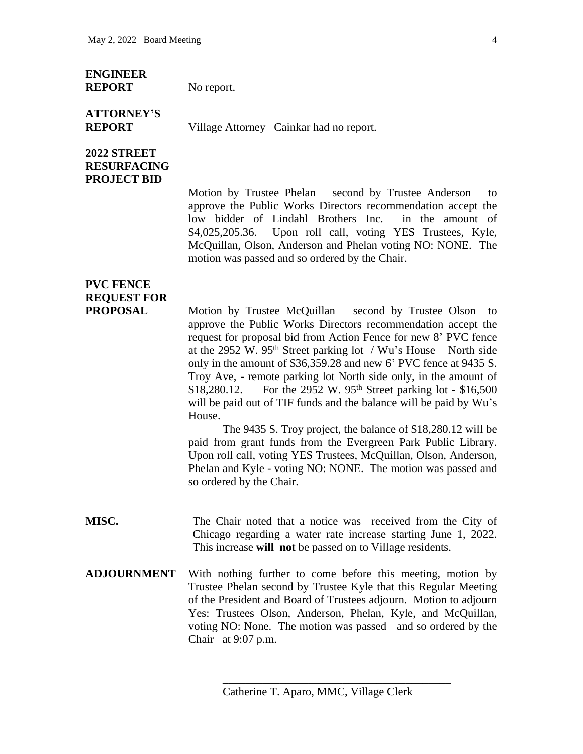**ENGINEER REPORT** No report.

**ATTORNEY'S REPORT** Village Attorney Cainkar had no report.

**2022 STREET RESURFACING PROJECT BID**

Motion by Trustee Phelan second by Trustee Anderson to approve the Public Works Directors recommendation accept the low bidder of Lindahl Brothers Inc. in the amount of $4,025,205.36. Upon roll call, voting YES Trustees, Kyle, McQuillan, Olson, Anderson and Phelan voting NO: NONE. The motion was passed and so ordered by the Chair.

**PVC FENCE REQUEST FOR PROPOSAL**

Motion by Trustee McQuillan second by Trustee Olson to approve the Public Works Directors recommendation accept the request for proposal bid from Action Fence for new 8' PVC fence at the 2952 W. 95th Street parking lot / Wu's House – North side only in the amount of $36,359.28 and new 6' PVC fence at 9435 S. Troy Ave, - remote parking lot North side only, in the amount of $18,280.12. For the 2952 W. 95th Street parking lot - $16,500 will be paid out of TIF funds and the balance will be paid by Wu's House.

The 9435 S. Troy project, the balance of $18,280.12 will be paid from grant funds from the Evergreen Park Public Library. Upon roll call, voting YES Trustees, McQuillan, Olson, Anderson, Phelan and Kyle - voting NO: NONE. The motion was passed and so ordered by the Chair.

**MISC.** The Chair noted that a notice was received from the City of Chicago regarding a water rate increase starting June 1, 2022. This increase **will not** be passed on to Village residents.

**ADJOURNMENT** With nothing further to come before this meeting, motion by Trustee Phelan second by Trustee Kyle that this Regular Meeting of the President and Board of Trustees adjourn. Motion to adjourn Yes: Trustees Olson, Anderson, Phelan, Kyle, and McQuillan, voting NO: None. The motion was passed and so ordered by the Chair at 9:07 p.m.

\_\_\_\_\_\_\_\_\_\_\_\_\_\_\_\_\_\_\_\_\_\_\_\_\_\_\_\_\_\_\_\_\_\_\_\_\_\_\_\_

Catherine T. Aparo, MMC, Village Clerk